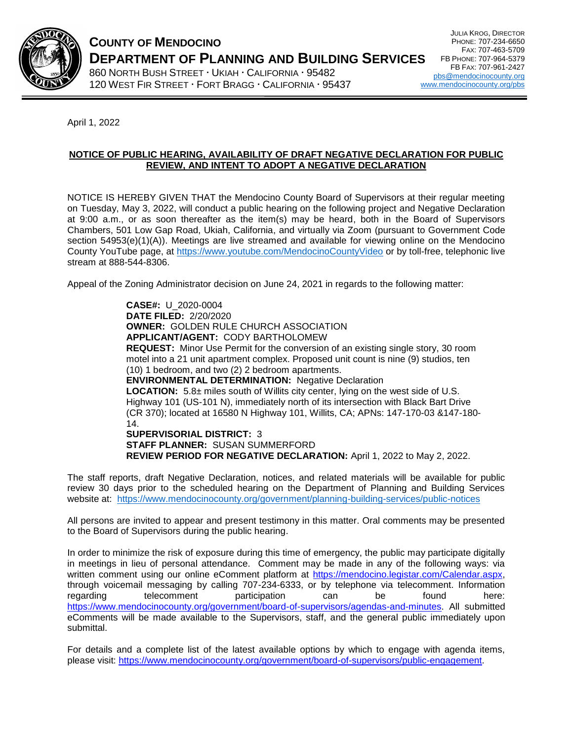# COUNTY OF MENDOCINO
## DEPARTMENT OF PLANNING AND BUILDING SERVICES

860 NORTH BUSH STREET · UKIAH · CALIFORNIA · 95482
120 WEST FIR STREET · FORT BRAGG · CALIFORNIA · 95437

JULIA KROG, DIRECTOR
PHONE: 707-234-6650
FAX: 707-463-5709
FB PHONE: 707-964-5379
FB FAX: 707-961-2427
pbs@mendocinocounty.org
www.mendocinocounty.org/pbs

April 1, 2022

**NOTICE OF PUBLIC HEARING, AVAILABILITY OF DRAFT NEGATIVE DECLARATION FOR PUBLIC REVIEW, AND INTENT TO ADOPT A NEGATIVE DECLARATION**

NOTICE IS HEREBY GIVEN THAT the Mendocino County Board of Supervisors at their regular meeting on Tuesday, May 3, 2022, will conduct a public hearing on the following project and Negative Declaration at 9:00 a.m., or as soon thereafter as the item(s) may be heard, both in the Board of Supervisors Chambers, 501 Low Gap Road, Ukiah, California, and virtually via Zoom (pursuant to Government Code section 54953(e)(1)(A)). Meetings are live streamed and available for viewing online on the Mendocino County YouTube page, at https://www.youtube.com/MendocinoCountyVideo or by toll-free, telephonic live stream at 888-544-8306.

Appeal of the Zoning Administrator decision on June 24, 2021 in regards to the following matter:

**CASE#:** U_2020-0004
**DATE FILED:** 2/20/2020
**OWNER:** GOLDEN RULE CHURCH ASSOCIATION
**APPLICANT/AGENT:** CODY BARTHOLOMEW
**REQUEST:** Minor Use Permit for the conversion of an existing single story, 30 room motel into a 21 unit apartment complex. Proposed unit count is nine (9) studios, ten (10) 1 bedroom, and two (2) 2 bedroom apartments.
**ENVIRONMENTAL DETERMINATION:** Negative Declaration
**LOCATION:** 5.8± miles south of Willits city center, lying on the west side of U.S. Highway 101 (US-101 N), immediately north of its intersection with Black Bart Drive (CR 370); located at 16580 N Highway 101, Willits, CA; APNs: 147-170-03 &147-180-14.
**SUPERVISORIAL DISTRICT:** 3
**STAFF PLANNER:** SUSAN SUMMERFORD
**REVIEW PERIOD FOR NEGATIVE DECLARATION:** April 1, 2022 to May 2, 2022.

The staff reports, draft Negative Declaration, notices, and related materials will be available for public review 30 days prior to the scheduled hearing on the Department of Planning and Building Services website at: https://www.mendocinocounty.org/government/planning-building-services/public-notices

All persons are invited to appear and present testimony in this matter. Oral comments may be presented to the Board of Supervisors during the public hearing.

In order to minimize the risk of exposure during this time of emergency, the public may participate digitally in meetings in lieu of personal attendance. Comment may be made in any of the following ways: via written comment using our online eComment platform at https://mendocino.legistar.com/Calendar.aspx, through voicemail messaging by calling 707-234-6333, or by telephone via telecomment. Information regarding telecomment participation can be found here: https://www.mendocinocounty.org/government/board-of-supervisors/agendas-and-minutes. All submitted eComments will be made available to the Supervisors, staff, and the general public immediately upon submittal.

For details and a complete list of the latest available options by which to engage with agenda items, please visit: https://www.mendocinocounty.org/government/board-of-supervisors/public-engagement.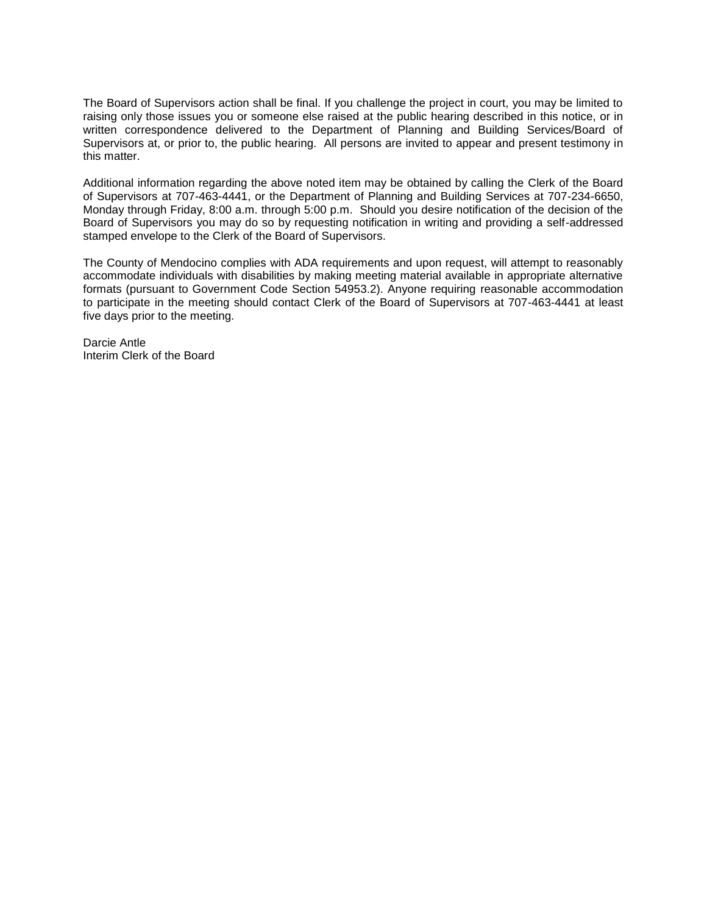The Board of Supervisors action shall be final. If you challenge the project in court, you may be limited to raising only those issues you or someone else raised at the public hearing described in this notice, or in written correspondence delivered to the Department of Planning and Building Services/Board of Supervisors at, or prior to, the public hearing. All persons are invited to appear and present testimony in this matter.

Additional information regarding the above noted item may be obtained by calling the Clerk of the Board of Supervisors at 707-463-4441, or the Department of Planning and Building Services at 707-234-6650, Monday through Friday, 8:00 a.m. through 5:00 p.m. Should you desire notification of the decision of the Board of Supervisors you may do so by requesting notification in writing and providing a self-addressed stamped envelope to the Clerk of the Board of Supervisors.

The County of Mendocino complies with ADA requirements and upon request, will attempt to reasonably accommodate individuals with disabilities by making meeting material available in appropriate alternative formats (pursuant to Government Code Section 54953.2). Anyone requiring reasonable accommodation to participate in the meeting should contact Clerk of the Board of Supervisors at 707-463-4441 at least five days prior to the meeting.

Darcie Antle
Interim Clerk of the Board